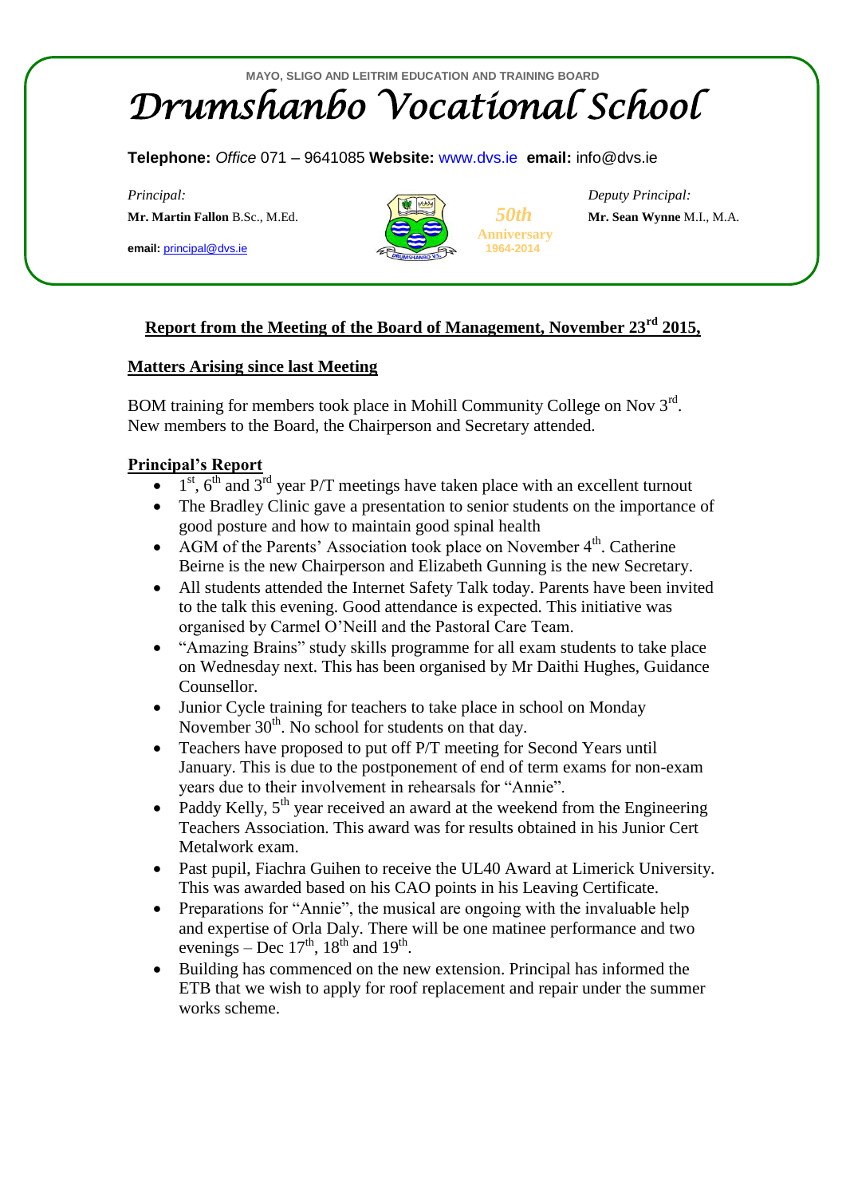MAYO, SLIGO AND LEITRIM EDUCATION AND TRAINING BOARD

# *Drumshanbo Vocational School*

**Telephone:** *Office* 071 – 9641085 **Website:** www.dvs.ie **email:** info@dvs.ie

*Principal:*
**Mr. Martin Fallon** B.Sc., M.Ed.
**email:** principal@dvs.ie

*50th* Anniversary 1964-2014

*Deputy Principal:*
**Mr. Sean Wynne** M.I., M.A.

## Report from the Meeting of the Board of Management, November 23rd 2015,

### Matters Arising since last Meeting

BOM training for members took place in Mohill Community College on Nov 3rd. New members to the Board, the Chairperson and Secretary attended.

### Principal's Report

- 1st, 6th and 3rd year P/T meetings have taken place with an excellent turnout
- The Bradley Clinic gave a presentation to senior students on the importance of good posture and how to maintain good spinal health
- AGM of the Parents' Association took place on November 4th. Catherine Beirne is the new Chairperson and Elizabeth Gunning is the new Secretary.
- All students attended the Internet Safety Talk today. Parents have been invited to the talk this evening. Good attendance is expected. This initiative was organised by Carmel O'Neill and the Pastoral Care Team.
- "Amazing Brains" study skills programme for all exam students to take place on Wednesday next. This has been organised by Mr Daithi Hughes, Guidance Counsellor.
- Junior Cycle training for teachers to take place in school on Monday November 30th. No school for students on that day.
- Teachers have proposed to put off P/T meeting for Second Years until January. This is due to the postponement of end of term exams for non-exam years due to their involvement in rehearsals for "Annie".
- Paddy Kelly, 5th year received an award at the weekend from the Engineering Teachers Association. This award was for results obtained in his Junior Cert Metalwork exam.
- Past pupil, Fiachra Guihen to receive the UL40 Award at Limerick University. This was awarded based on his CAO points in his Leaving Certificate.
- Preparations for "Annie", the musical are ongoing with the invaluable help and expertise of Orla Daly. There will be one matinee performance and two evenings – Dec 17th, 18th and 19th.
- Building has commenced on the new extension. Principal has informed the ETB that we wish to apply for roof replacement and repair under the summer works scheme.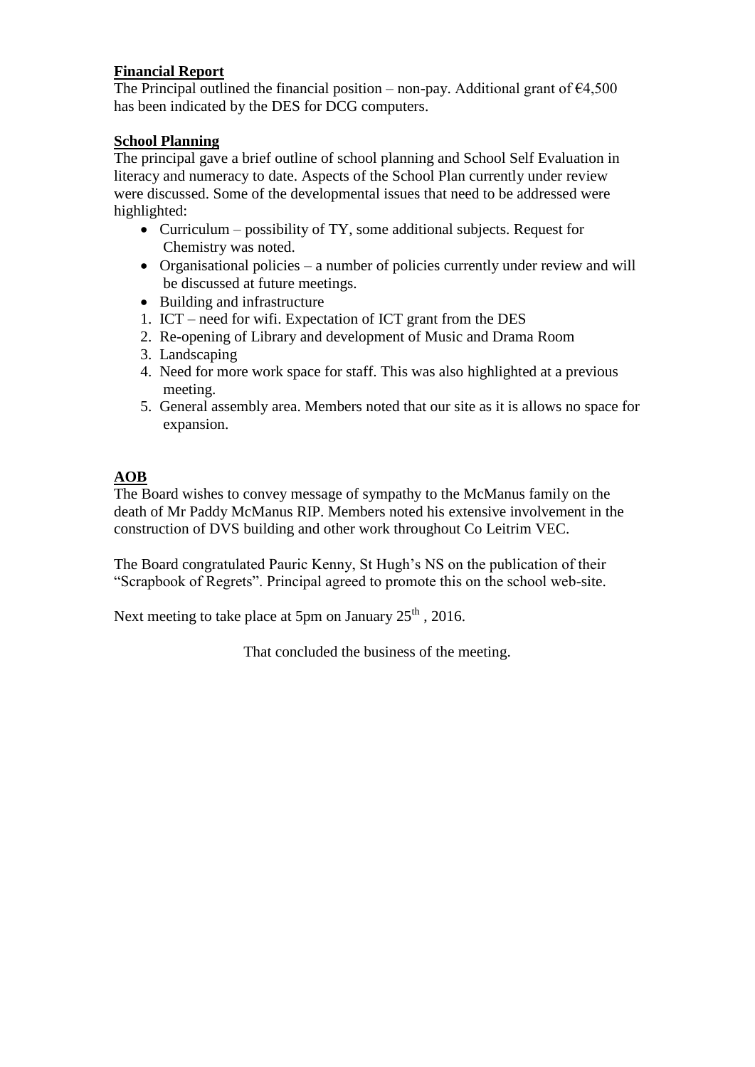**Financial Report**

The Principal outlined the financial position – non-pay. Additional grant of €4,500 has been indicated by the DES for DCG computers.

**School Planning**

The principal gave a brief outline of school planning and School Self Evaluation in literacy and numeracy to date. Aspects of the School Plan currently under review were discussed. Some of the developmental issues that need to be addressed were highlighted:

- Curriculum – possibility of TY, some additional subjects. Request for Chemistry was noted.
- Organisational policies – a number of policies currently under review and will be discussed at future meetings.
- Building and infrastructure

1. ICT – need for wifi. Expectation of ICT grant from the DES
2. Re-opening of Library and development of Music and Drama Room
3. Landscaping
4. Need for more work space for staff. This was also highlighted at a previous meeting.
5. General assembly area. Members noted that our site as it is allows no space for expansion.

**AOB**

The Board wishes to convey message of sympathy to the McManus family on the death of Mr Paddy McManus RIP. Members noted his extensive involvement in the construction of DVS building and other work throughout Co Leitrim VEC.

The Board congratulated Pauric Kenny, St Hugh's NS on the publication of their "Scrapbook of Regrets". Principal agreed to promote this on the school web-site.

Next meeting to take place at 5pm on January 25th , 2016.

That concluded the business of the meeting.